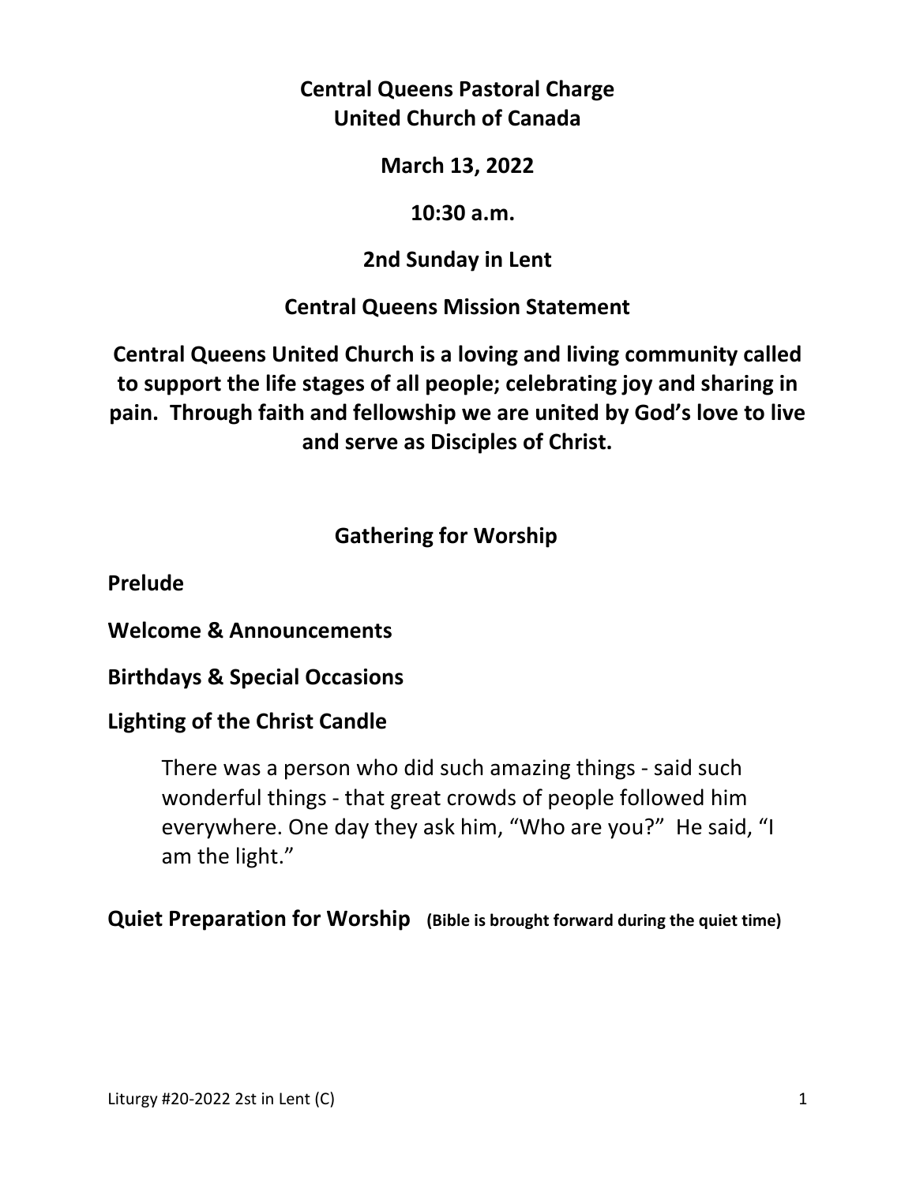**Central Queens Pastoral Charge**
**United Church of Canada**

**March 13, 2022**

**10:30 a.m.**

**2nd Sunday in Lent**

**Central Queens Mission Statement**

**Central Queens United Church is a loving and living community called to support the life stages of all people; celebrating joy and sharing in pain. Through faith and fellowship we are united by God's love to live and serve as Disciples of Christ.**

## Gathering for Worship

**Prelude**

**Welcome & Announcements**

**Birthdays & Special Occasions**

**Lighting of the Christ Candle**

> There was a person who did such amazing things - said such wonderful things - that great crowds of people followed him everywhere. One day they ask him, "Who are you?" He said, "I am the light."

**Quiet Preparation for Worship** **(Bible is brought forward during the quiet time)**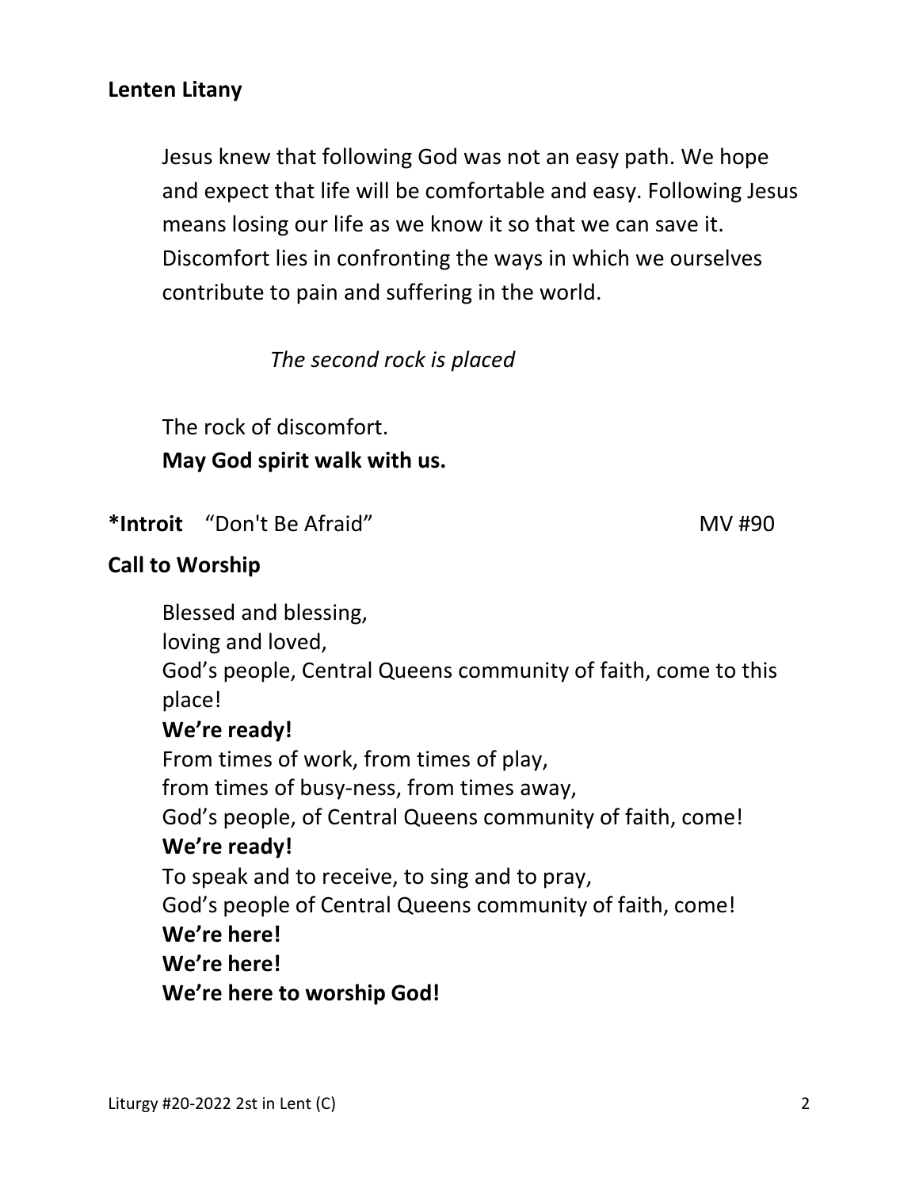**Lenten Litany**

Jesus knew that following God was not an easy path. We hope and expect that life will be comfortable and easy. Following Jesus means losing our life as we know it so that we can save it. Discomfort lies in confronting the ways in which we ourselves contribute to pain and suffering in the world.

*The second rock is placed*

The rock of discomfort.
**May God spirit walk with us.**

**\*Introit** "Don't Be Afraid" MV #90

**Call to Worship**

Blessed and blessing,
loving and loved,
God's people, Central Queens community of faith, come to this place!
**We're ready!**
From times of work, from times of play,
from times of busy-ness, from times away,
God's people, of Central Queens community of faith, come!
**We're ready!**
To speak and to receive, to sing and to pray,
God's people of Central Queens community of faith, come!
**We're here!**
**We're here!**
**We're here to worship God!**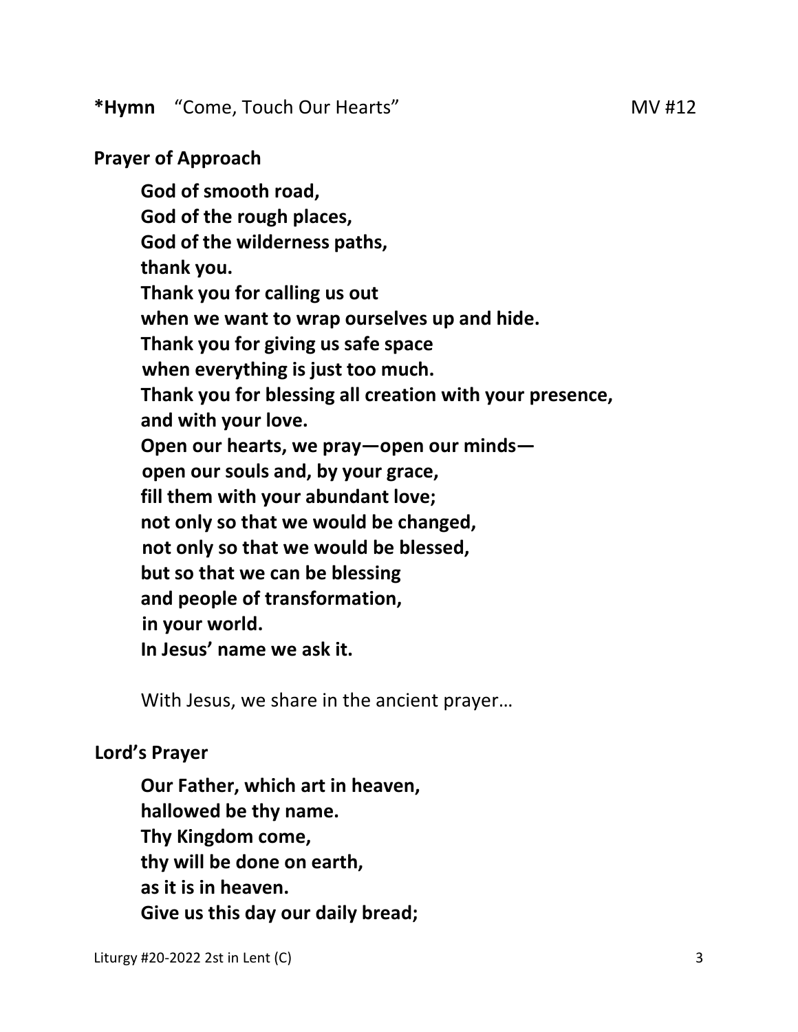**\*Hymn** "Come, Touch Our Hearts" MV #12

**Prayer of Approach**

**God of smooth road,**
**God of the rough places,**
**God of the wilderness paths,**
**thank you.**
**Thank you for calling us out**
**when we want to wrap ourselves up and hide.**
**Thank you for giving us safe space**
**when everything is just too much.**
**Thank you for blessing all creation with your presence,**
**and with your love.**
**Open our hearts, we pray—open our minds—**
**open our souls and, by your grace,**
**fill them with your abundant love;**
**not only so that we would be changed,**
**not only so that we would be blessed,**
**but so that we can be blessing**
**and people of transformation,**
**in your world.**
**In Jesus' name we ask it.**

With Jesus, we share in the ancient prayer…

**Lord's Prayer**

**Our Father, which art in heaven,**
**hallowed be thy name.**
**Thy Kingdom come,**
**thy will be done on earth,**
**as it is in heaven.**
**Give us this day our daily bread;**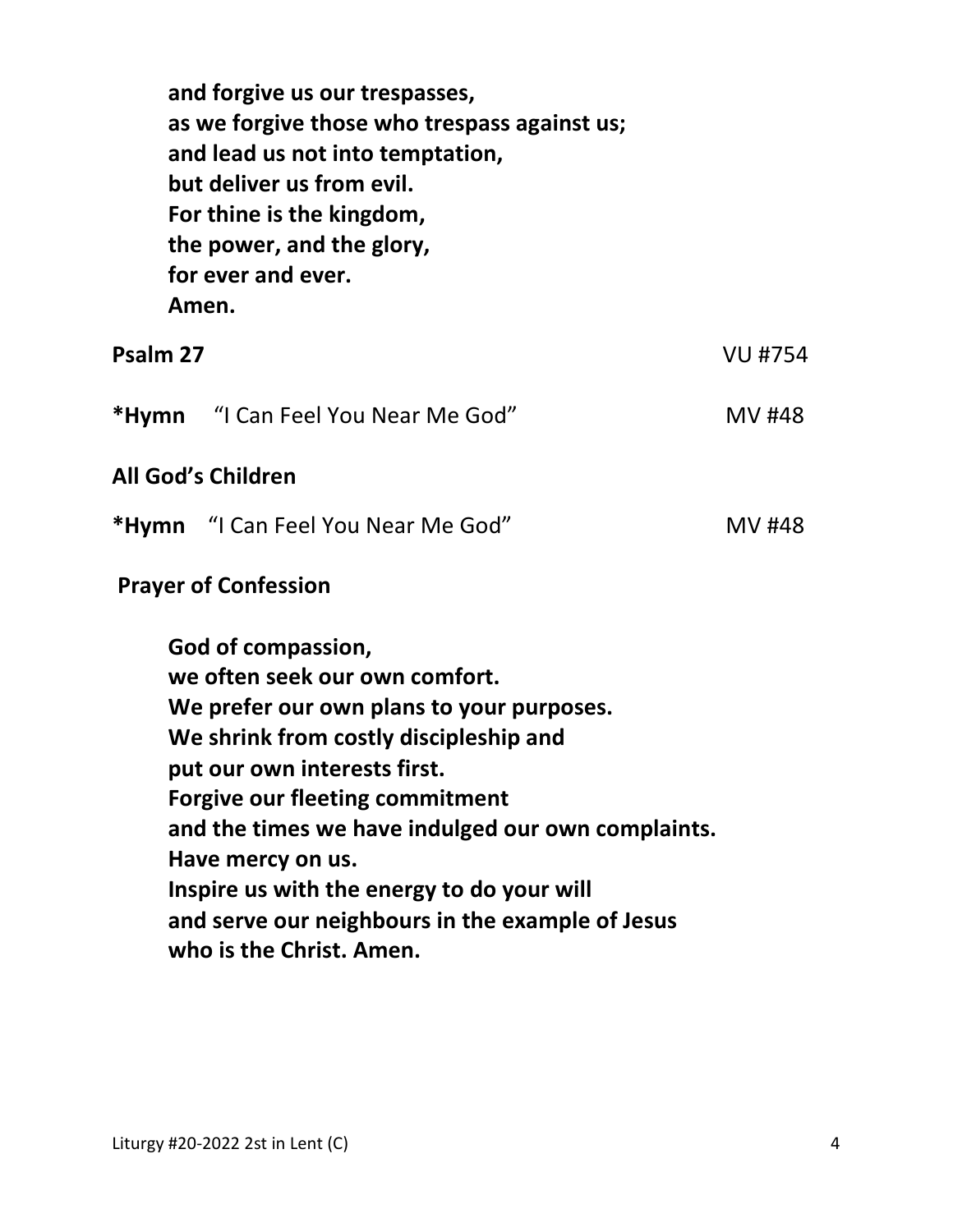**and forgive us our trespasses,**
**as we forgive those who trespass against us;**
**and lead us not into temptation,**
**but deliver us from evil.**
**For thine is the kingdom,**
**the power, and the glory,**
**for ever and ever.**
**Amen.**

**Psalm 27** VU #754

***Hymn** "I Can Feel You Near Me God" MV #48

**All God's Children**

***Hymn** "I Can Feel You Near Me God" MV #48

**Prayer of Confession**

**God of compassion,**
**we often seek our own comfort.**
**We prefer our own plans to your purposes.**
**We shrink from costly discipleship and**
**put our own interests first.**
**Forgive our fleeting commitment**
**and the times we have indulged our own complaints.**
**Have mercy on us.**
**Inspire us with the energy to do your will**
**and serve our neighbours in the example of Jesus**
**who is the Christ. Amen.**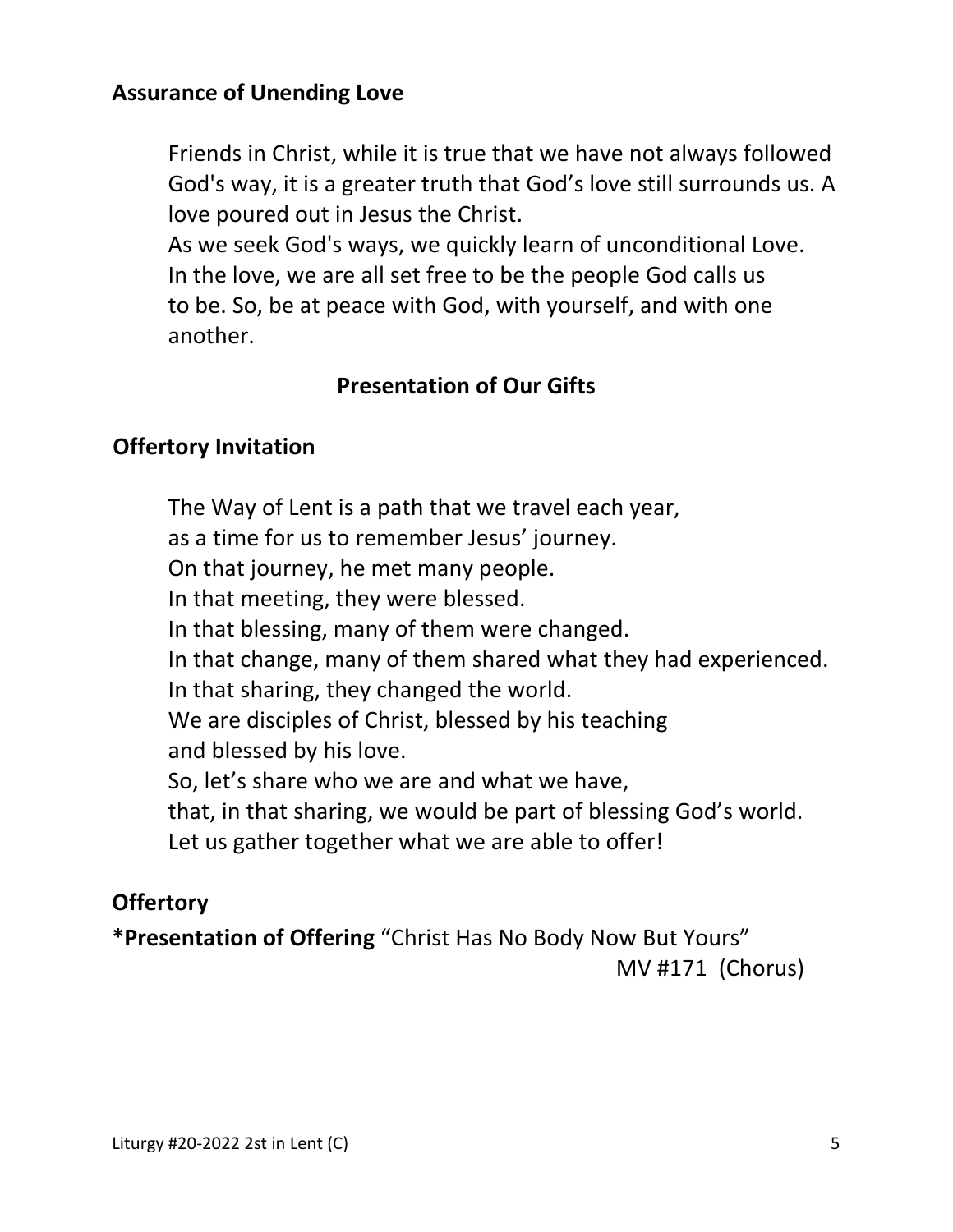**Assurance of Unending Love**

Friends in Christ, while it is true that we have not always followed God's way, it is a greater truth that God's love still surrounds us. A love poured out in Jesus the Christ.
As we seek God's ways, we quickly learn of unconditional Love. In the love, we are all set free to be the people God calls us to be. So, be at peace with God, with yourself, and with one another.

## Presentation of Our Gifts

**Offertory Invitation**

The Way of Lent is a path that we travel each year,
as a time for us to remember Jesus' journey.
On that journey, he met many people.
In that meeting, they were blessed.
In that blessing, many of them were changed.
In that change, many of them shared what they had experienced.
In that sharing, they changed the world.
We are disciples of Christ, blessed by his teaching
and blessed by his love.
So, let's share who we are and what we have,
that, in that sharing, we would be part of blessing God's world.
Let us gather together what we are able to offer!

**Offertory**

***Presentation of Offering** "Christ Has No Body Now But Yours" MV #171 (Chorus)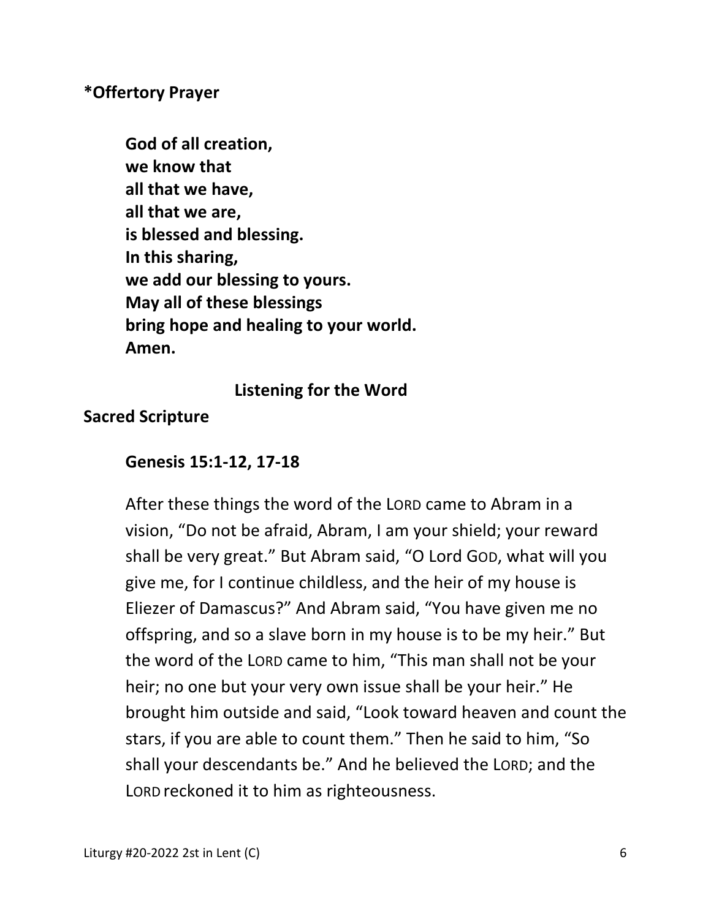**\*Offertory Prayer**

> **God of all creation,**
> **we know that**
> **all that we have,**
> **all that we are,**
> **is blessed and blessing.**
> **In this sharing,**
> **we add our blessing to yours.**
> **May all of these blessings**
> **bring hope and healing to your world.**
> **Amen.**

## Listening for the Word

**Sacred Scripture**

**Genesis 15:1-12, 17-18**

After these things the word of the LORD came to Abram in a vision, "Do not be afraid, Abram, I am your shield; your reward shall be very great." But Abram said, "O Lord GOD, what will you give me, for I continue childless, and the heir of my house is Eliezer of Damascus?" And Abram said, "You have given me no offspring, and so a slave born in my house is to be my heir." But the word of the LORD came to him, "This man shall not be your heir; no one but your very own issue shall be your heir." He brought him outside and said, "Look toward heaven and count the stars, if you are able to count them." Then he said to him, "So shall your descendants be." And he believed the LORD; and the LORD reckoned it to him as righteousness.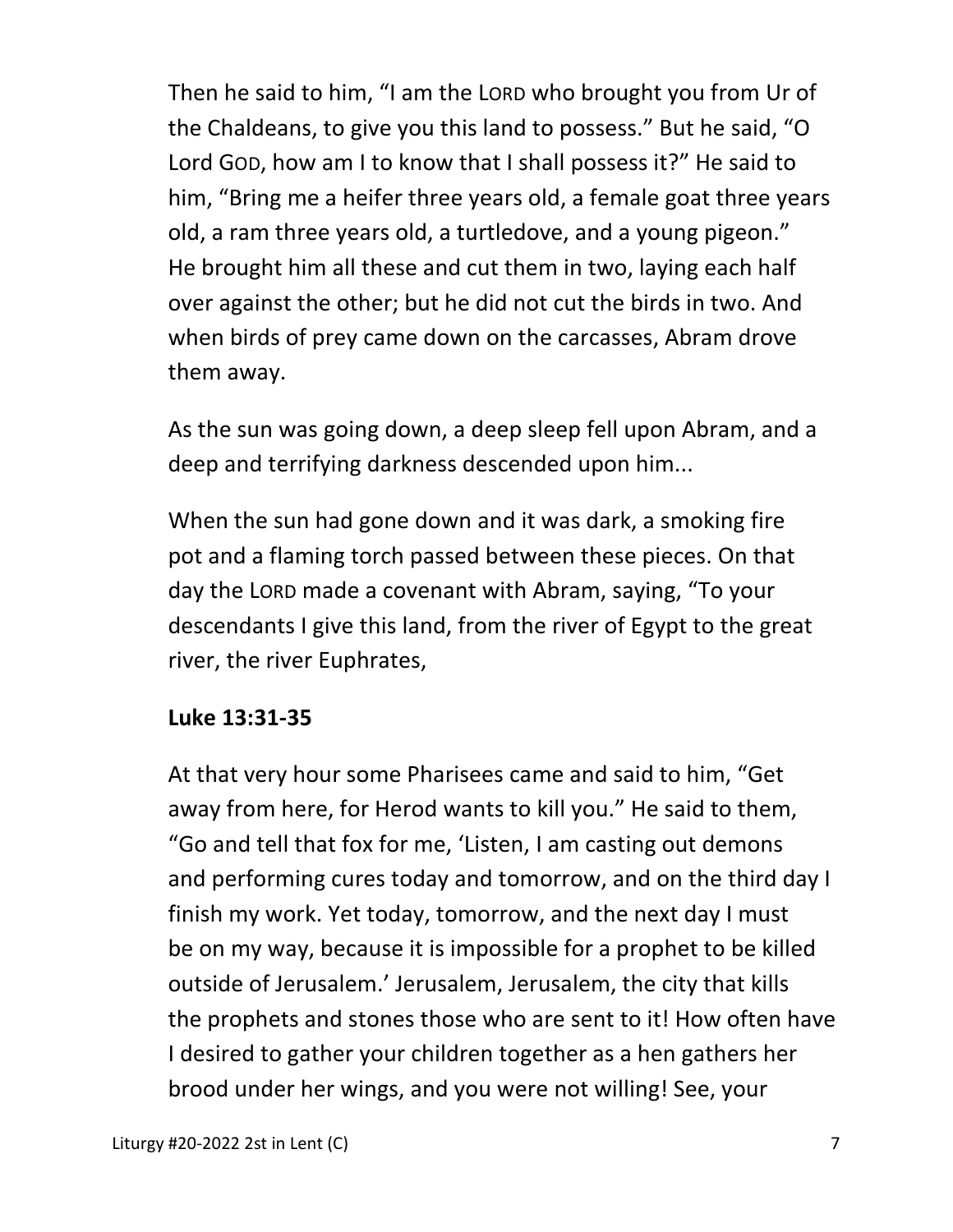Then he said to him, "I am the LORD who brought you from Ur of the Chaldeans, to give you this land to possess." But he said, "O Lord GOD, how am I to know that I shall possess it?" He said to him, "Bring me a heifer three years old, a female goat three years old, a ram three years old, a turtledove, and a young pigeon." He brought him all these and cut them in two, laying each half over against the other; but he did not cut the birds in two. And when birds of prey came down on the carcasses, Abram drove them away.

As the sun was going down, a deep sleep fell upon Abram, and a deep and terrifying darkness descended upon him...

When the sun had gone down and it was dark, a smoking fire pot and a flaming torch passed between these pieces. On that day the LORD made a covenant with Abram, saying, "To your descendants I give this land, from the river of Egypt to the great river, the river Euphrates,

**Luke 13:31-35**

At that very hour some Pharisees came and said to him, "Get away from here, for Herod wants to kill you." He said to them, "Go and tell that fox for me, 'Listen, I am casting out demons and performing cures today and tomorrow, and on the third day I finish my work. Yet today, tomorrow, and the next day I must be on my way, because it is impossible for a prophet to be killed outside of Jerusalem.' Jerusalem, Jerusalem, the city that kills the prophets and stones those who are sent to it! How often have I desired to gather your children together as a hen gathers her brood under her wings, and you were not willing! See, your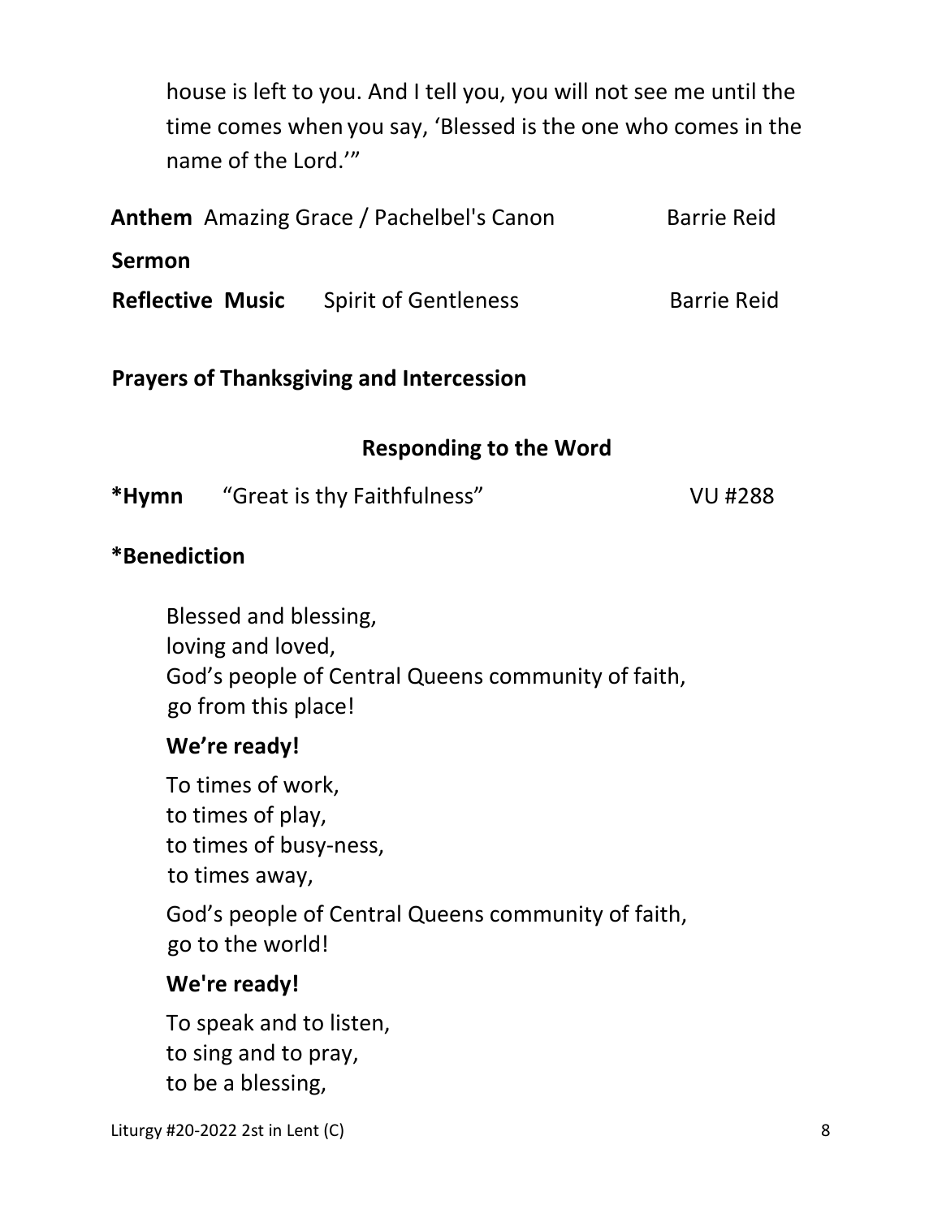house is left to you. And I tell you, you will not see me until the time comes when you say, 'Blessed is the one who comes in the name of the Lord.'"

**Anthem** Amazing Grace / Pachelbel's Canon — Barrie Reid

**Sermon**

**Reflective Music** Spirit of Gentleness — Barrie Reid

**Prayers of Thanksgiving and Intercession**

## Responding to the Word

***Hymn** "Great is thy Faithfulness" — VU #288

***Benediction**

Blessed and blessing,
loving and loved,
God's people of Central Queens community of faith,
go from this place!

**We're ready!**

To times of work,
to times of play,
to times of busy-ness,
to times away,

God's people of Central Queens community of faith,
go to the world!

**We're ready!**

To speak and to listen,
to sing and to pray,
to be a blessing,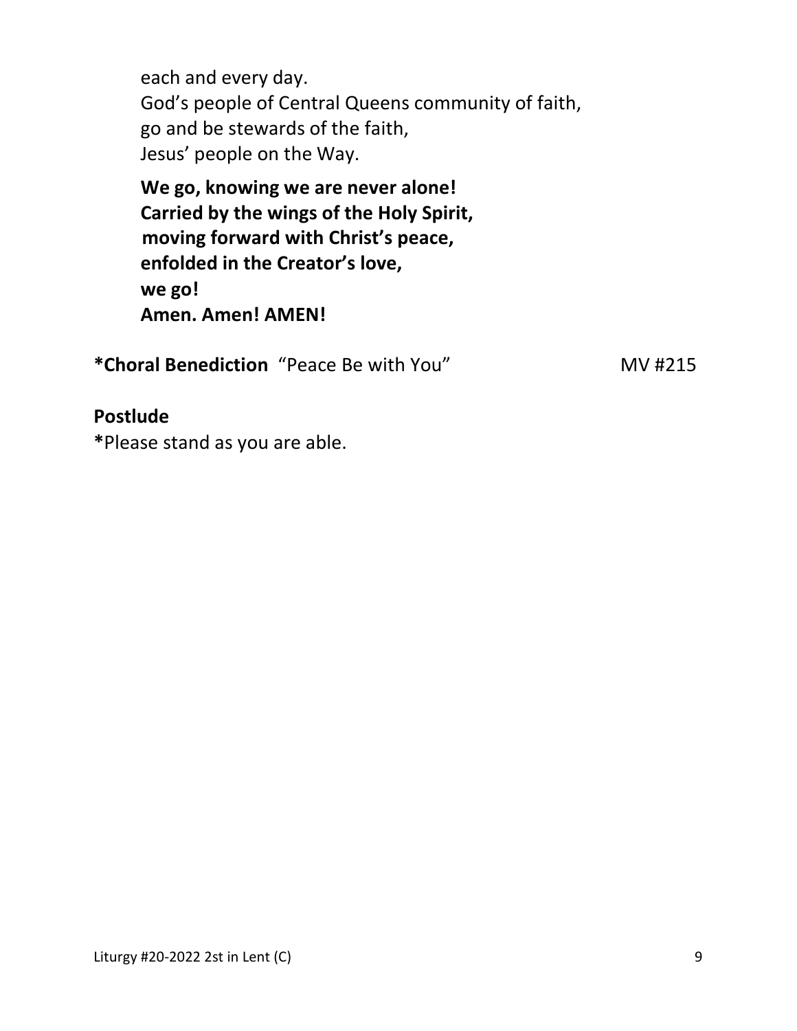each and every day.
God's people of Central Queens community of faith,
go and be stewards of the faith,
Jesus' people on the Way.

**We go, knowing we are never alone!**
**Carried by the wings of the Holy Spirit,**
**moving forward with Christ's peace,**
**enfolded in the Creator's love,**
**we go!**
**Amen. Amen! AMEN!**

**\*Choral Benediction** "Peace Be with You" MV #215

**Postlude**

**\***Please stand as you are able.